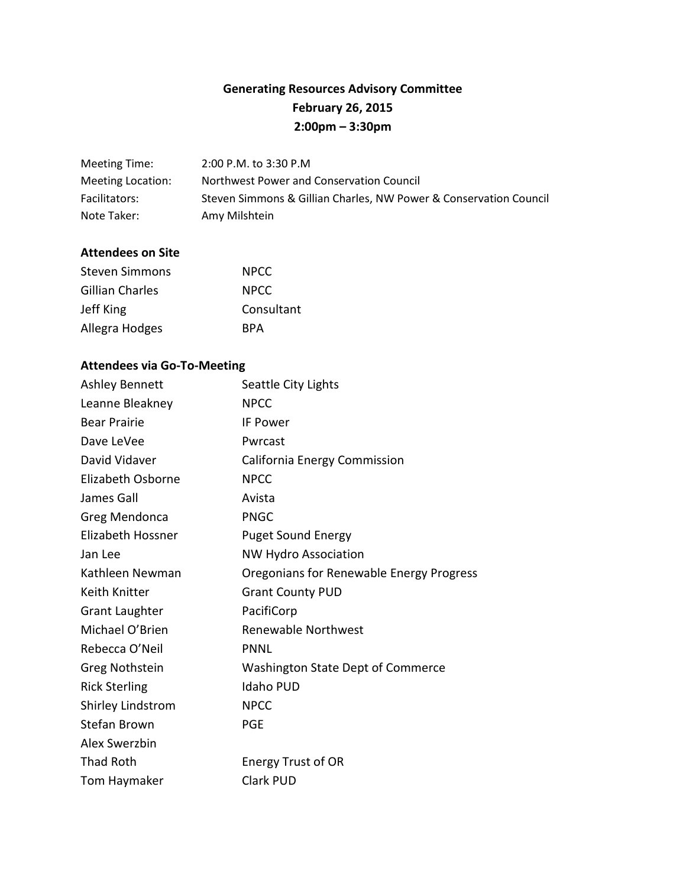# Generating Resources Advisory Committee
## February 26, 2015
## 2:00pm – 3:30pm

| | |
|---|---|
| Meeting Time: | 2:00 P.M. to 3:30 P.M |
| Meeting Location: | Northwest Power and Conservation Council |
| Facilitators: | Steven Simmons & Gillian Charles, NW Power & Conservation Council |
| Note Taker: | Amy Milshtein |

### Attendees on Site

| | |
|---|---|
| Steven Simmons | NPCC |
| Gillian Charles | NPCC |
| Jeff King | Consultant |
| Allegra Hodges | BPA |

### Attendees via Go-To-Meeting

| | |
|---|---|
| Ashley Bennett | Seattle City Lights |
| Leanne Bleakney | NPCC |
| Bear Prairie | IF Power |
| Dave LeVee | Pwrcast |
| David Vidaver | California Energy Commission |
| Elizabeth Osborne | NPCC |
| James Gall | Avista |
| Greg Mendonca | PNGC |
| Elizabeth Hossner | Puget Sound Energy |
| Jan Lee | NW Hydro Association |
| Kathleen Newman | Oregonians for Renewable Energy Progress |
| Keith Knitter | Grant County PUD |
| Grant Laughter | PacifiCorp |
| Michael O'Brien | Renewable Northwest |
| Rebecca O'Neil | PNNL |
| Greg Nothstein | Washington State Dept of Commerce |
| Rick Sterling | Idaho PUD |
| Shirley Lindstrom | NPCC |
| Stefan Brown | PGE |
| Alex Swerzbin | |
| Thad Roth | Energy Trust of OR |
| Tom Haymaker | Clark PUD |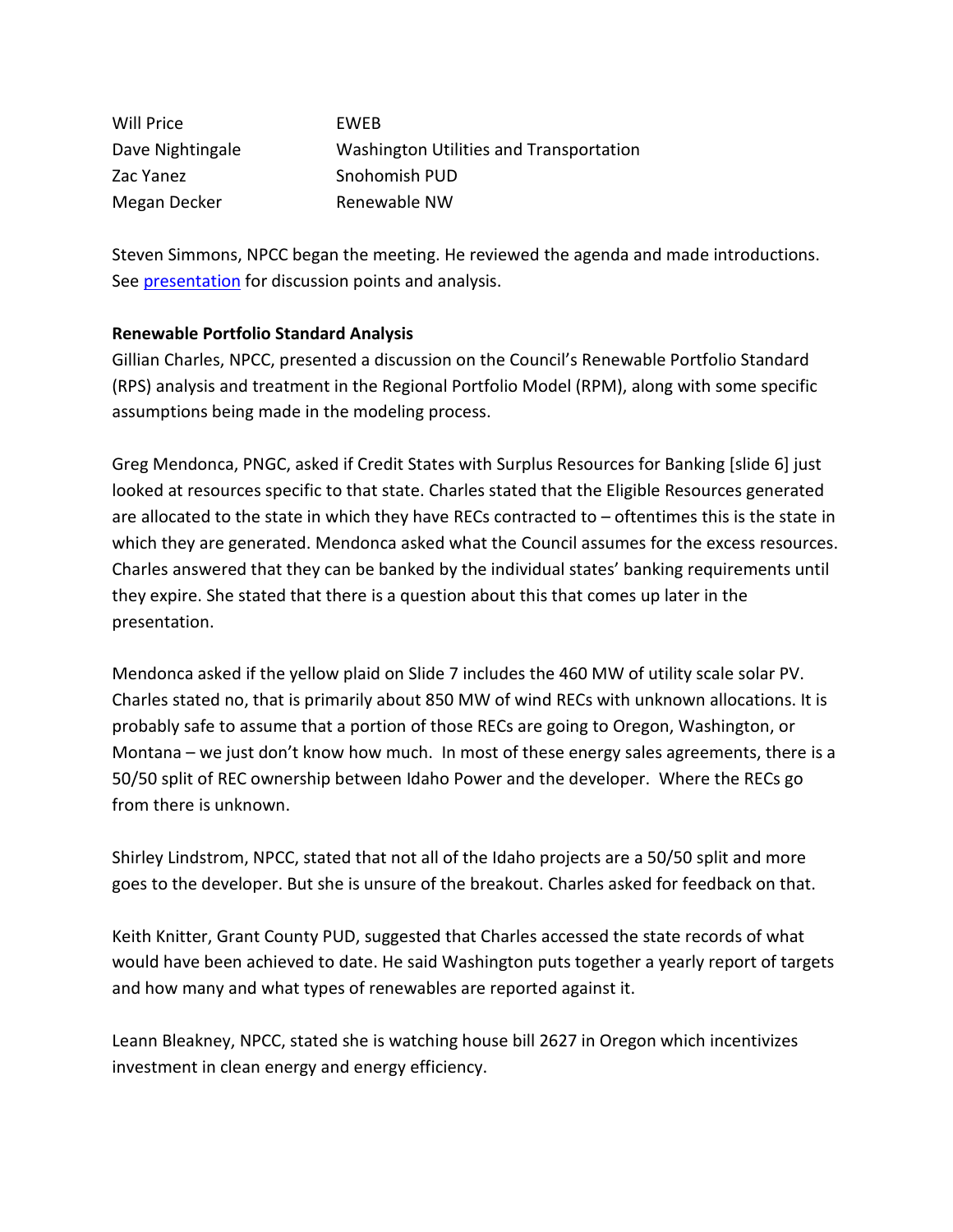| Will Price | EWEB |
| --- | --- |
| Dave Nightingale | Washington Utilities and Transportation |
| Zac Yanez | Snohomish PUD |
| Megan Decker | Renewable NW |

Steven Simmons, NPCC began the meeting. He reviewed the agenda and made introductions. See presentation for discussion points and analysis.

**Renewable Portfolio Standard Analysis**

Gillian Charles, NPCC, presented a discussion on the Council's Renewable Portfolio Standard (RPS) analysis and treatment in the Regional Portfolio Model (RPM), along with some specific assumptions being made in the modeling process.

Greg Mendonca, PNGC, asked if Credit States with Surplus Resources for Banking [slide 6] just looked at resources specific to that state. Charles stated that the Eligible Resources generated are allocated to the state in which they have RECs contracted to – oftentimes this is the state in which they are generated. Mendonca asked what the Council assumes for the excess resources. Charles answered that they can be banked by the individual states' banking requirements until they expire. She stated that there is a question about this that comes up later in the presentation.

Mendonca asked if the yellow plaid on Slide 7 includes the 460 MW of utility scale solar PV. Charles stated no, that is primarily about 850 MW of wind RECs with unknown allocations. It is probably safe to assume that a portion of those RECs are going to Oregon, Washington, or Montana – we just don't know how much. In most of these energy sales agreements, there is a 50/50 split of REC ownership between Idaho Power and the developer. Where the RECs go from there is unknown.

Shirley Lindstrom, NPCC, stated that not all of the Idaho projects are a 50/50 split and more goes to the developer. But she is unsure of the breakout. Charles asked for feedback on that.

Keith Knitter, Grant County PUD, suggested that Charles accessed the state records of what would have been achieved to date. He said Washington puts together a yearly report of targets and how many and what types of renewables are reported against it.

Leann Bleakney, NPCC, stated she is watching house bill 2627 in Oregon which incentivizes investment in clean energy and energy efficiency.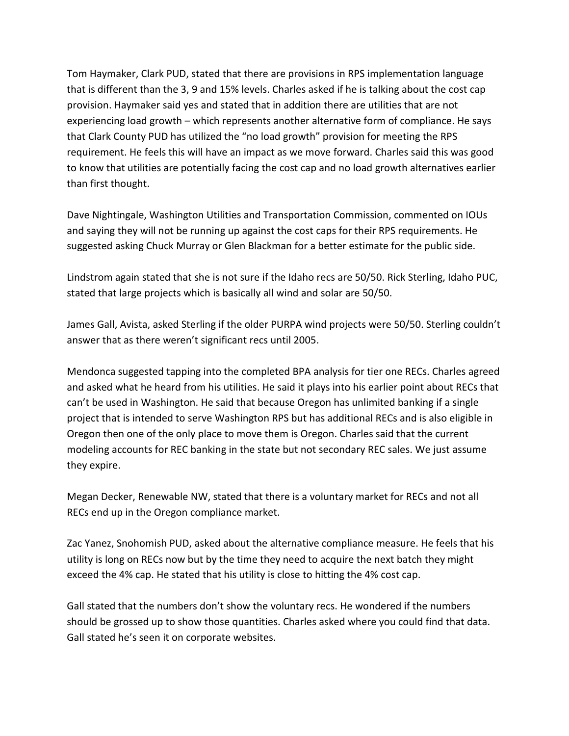Tom Haymaker, Clark PUD, stated that there are provisions in RPS implementation language that is different than the 3, 9 and 15% levels. Charles asked if he is talking about the cost cap provision. Haymaker said yes and stated that in addition there are utilities that are not experiencing load growth – which represents another alternative form of compliance. He says that Clark County PUD has utilized the "no load growth" provision for meeting the RPS requirement. He feels this will have an impact as we move forward. Charles said this was good to know that utilities are potentially facing the cost cap and no load growth alternatives earlier than first thought.

Dave Nightingale, Washington Utilities and Transportation Commission, commented on IOUs and saying they will not be running up against the cost caps for their RPS requirements. He suggested asking Chuck Murray or Glen Blackman for a better estimate for the public side.

Lindstrom again stated that she is not sure if the Idaho recs are 50/50. Rick Sterling, Idaho PUC, stated that large projects which is basically all wind and solar are 50/50.

James Gall, Avista, asked Sterling if the older PURPA wind projects were 50/50. Sterling couldn't answer that as there weren't significant recs until 2005.

Mendonca suggested tapping into the completed BPA analysis for tier one RECs. Charles agreed and asked what he heard from his utilities. He said it plays into his earlier point about RECs that can't be used in Washington. He said that because Oregon has unlimited banking if a single project that is intended to serve Washington RPS but has additional RECs and is also eligible in Oregon then one of the only place to move them is Oregon. Charles said that the current modeling accounts for REC banking in the state but not secondary REC sales. We just assume they expire.

Megan Decker, Renewable NW, stated that there is a voluntary market for RECs and not all RECs end up in the Oregon compliance market.

Zac Yanez, Snohomish PUD, asked about the alternative compliance measure. He feels that his utility is long on RECs now but by the time they need to acquire the next batch they might exceed the 4% cap. He stated that his utility is close to hitting the 4% cost cap.

Gall stated that the numbers don't show the voluntary recs. He wondered if the numbers should be grossed up to show those quantities. Charles asked where you could find that data. Gall stated he's seen it on corporate websites.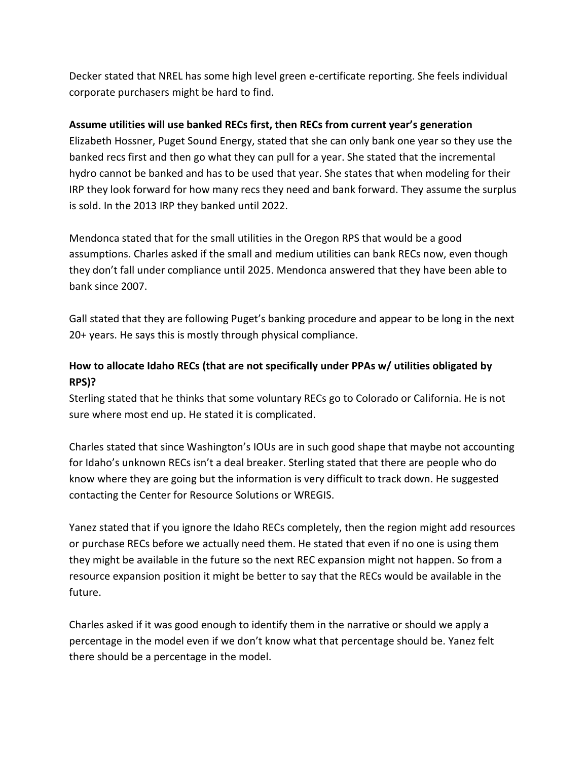Decker stated that NREL has some high level green e-certificate reporting. She feels individual corporate purchasers might be hard to find.

**Assume utilities will use banked RECs first, then RECs from current year's generation**

Elizabeth Hossner, Puget Sound Energy, stated that she can only bank one year so they use the banked recs first and then go what they can pull for a year. She stated that the incremental hydro cannot be banked and has to be used that year. She states that when modeling for their IRP they look forward for how many recs they need and bank forward. They assume the surplus is sold. In the 2013 IRP they banked until 2022.

Mendonca stated that for the small utilities in the Oregon RPS that would be a good assumptions. Charles asked if the small and medium utilities can bank RECs now, even though they don't fall under compliance until 2025. Mendonca answered that they have been able to bank since 2007.

Gall stated that they are following Puget's banking procedure and appear to be long in the next 20+ years. He says this is mostly through physical compliance.

**How to allocate Idaho RECs (that are not specifically under PPAs w/ utilities obligated by RPS)?**

Sterling stated that he thinks that some voluntary RECs go to Colorado or California. He is not sure where most end up. He stated it is complicated.

Charles stated that since Washington's IOUs are in such good shape that maybe not accounting for Idaho's unknown RECs isn't a deal breaker. Sterling stated that there are people who do know where they are going but the information is very difficult to track down. He suggested contacting the Center for Resource Solutions or WREGIS.

Yanez stated that if you ignore the Idaho RECs completely, then the region might add resources or purchase RECs before we actually need them. He stated that even if no one is using them they might be available in the future so the next REC expansion might not happen. So from a resource expansion position it might be better to say that the RECs would be available in the future.

Charles asked if it was good enough to identify them in the narrative or should we apply a percentage in the model even if we don't know what that percentage should be. Yanez felt there should be a percentage in the model.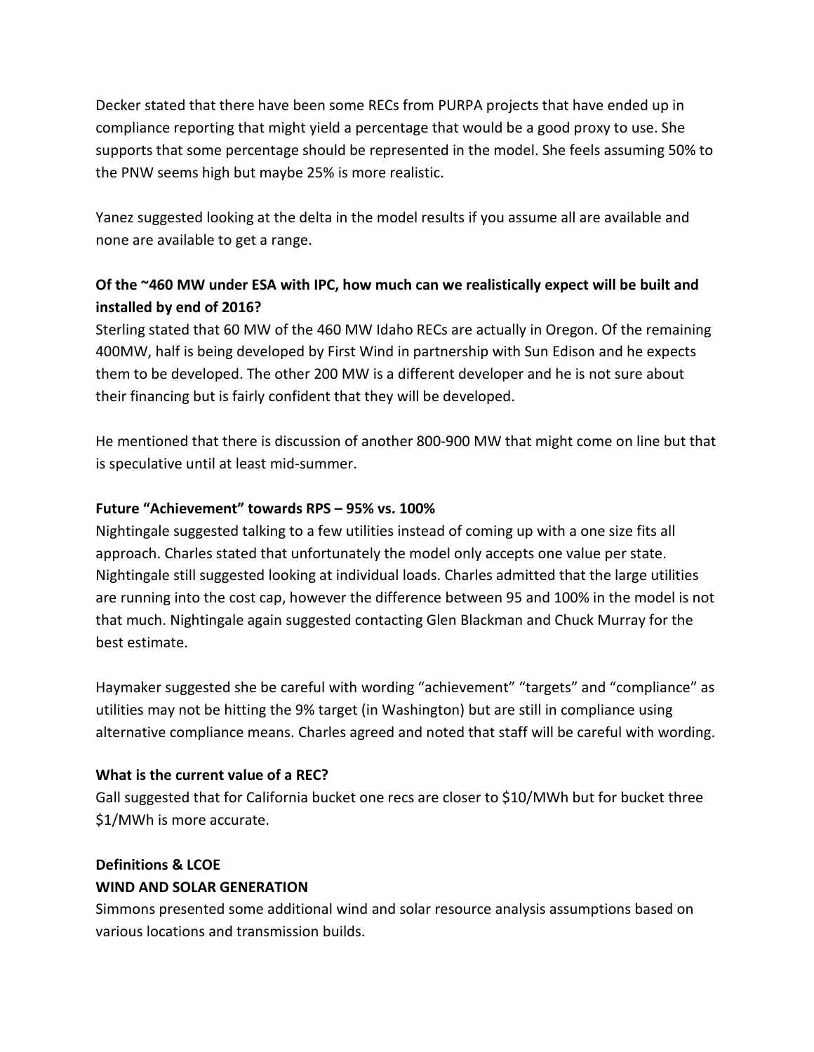Decker stated that there have been some RECs from PURPA projects that have ended up in compliance reporting that might yield a percentage that would be a good proxy to use. She supports that some percentage should be represented in the model. She feels assuming 50% to the PNW seems high but maybe 25% is more realistic.

Yanez suggested looking at the delta in the model results if you assume all are available and none are available to get a range.

**Of the ~460 MW under ESA with IPC, how much can we realistically expect will be built and installed by end of 2016?**

Sterling stated that 60 MW of the 460 MW Idaho RECs are actually in Oregon. Of the remaining 400MW, half is being developed by First Wind in partnership with Sun Edison and he expects them to be developed. The other 200 MW is a different developer and he is not sure about their financing but is fairly confident that they will be developed.

He mentioned that there is discussion of another 800-900 MW that might come on line but that is speculative until at least mid-summer.

**Future "Achievement" towards RPS – 95% vs. 100%**

Nightingale suggested talking to a few utilities instead of coming up with a one size fits all approach. Charles stated that unfortunately the model only accepts one value per state. Nightingale still suggested looking at individual loads. Charles admitted that the large utilities are running into the cost cap, however the difference between 95 and 100% in the model is not that much. Nightingale again suggested contacting Glen Blackman and Chuck Murray for the best estimate.

Haymaker suggested she be careful with wording "achievement" "targets" and "compliance" as utilities may not be hitting the 9% target (in Washington) but are still in compliance using alternative compliance means. Charles agreed and noted that staff will be careful with wording.

**What is the current value of a REC?**

Gall suggested that for California bucket one recs are closer to $10/MWh but for bucket three $1/MWh is more accurate.

**Definitions & LCOE**

**WIND AND SOLAR GENERATION**

Simmons presented some additional wind and solar resource analysis assumptions based on various locations and transmission builds.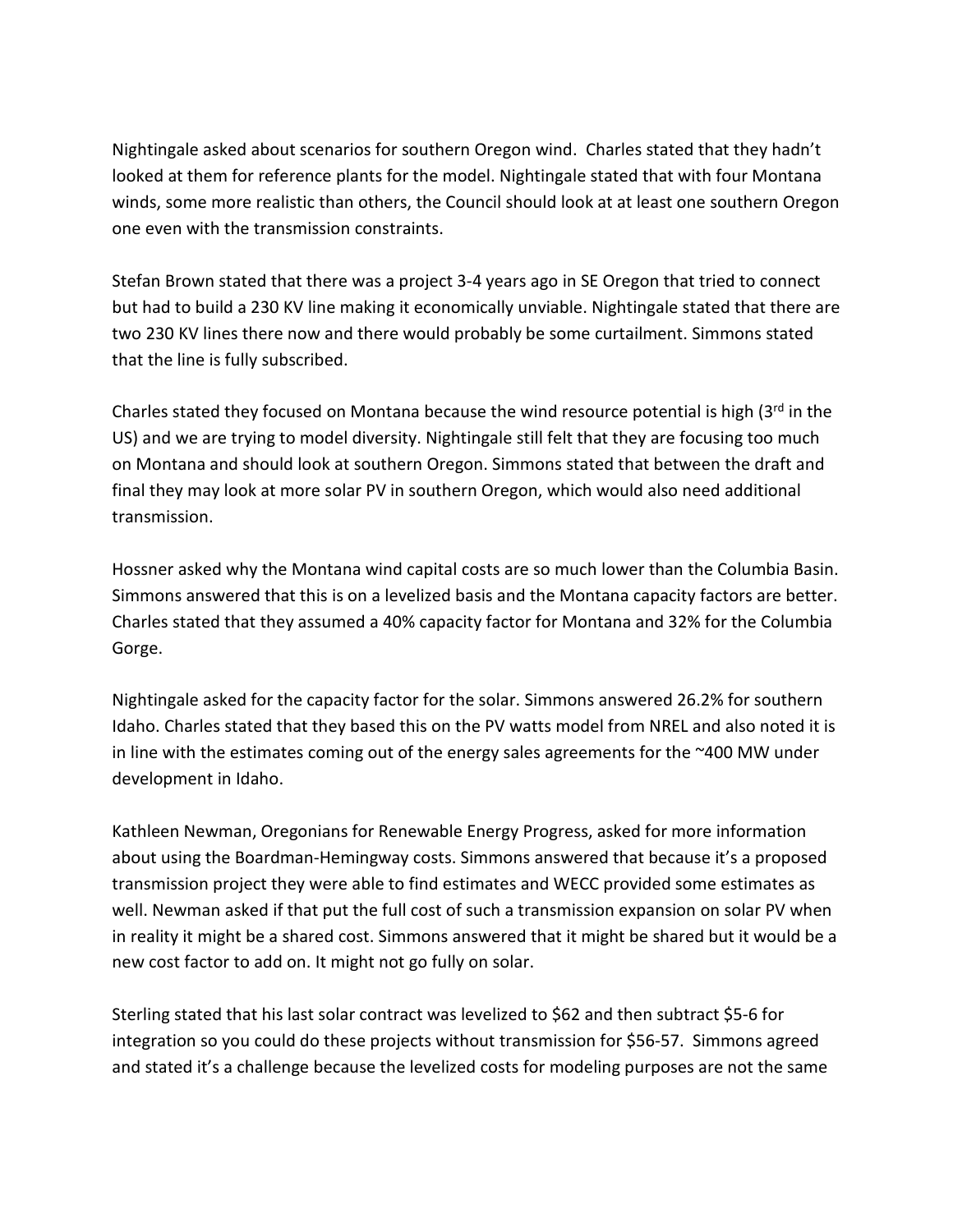Nightingale asked about scenarios for southern Oregon wind. Charles stated that they hadn't looked at them for reference plants for the model. Nightingale stated that with four Montana winds, some more realistic than others, the Council should look at at least one southern Oregon one even with the transmission constraints.

Stefan Brown stated that there was a project 3-4 years ago in SE Oregon that tried to connect but had to build a 230 KV line making it economically unviable. Nightingale stated that there are two 230 KV lines there now and there would probably be some curtailment. Simmons stated that the line is fully subscribed.

Charles stated they focused on Montana because the wind resource potential is high (3rd in the US) and we are trying to model diversity. Nightingale still felt that they are focusing too much on Montana and should look at southern Oregon. Simmons stated that between the draft and final they may look at more solar PV in southern Oregon, which would also need additional transmission.

Hossner asked why the Montana wind capital costs are so much lower than the Columbia Basin. Simmons answered that this is on a levelized basis and the Montana capacity factors are better. Charles stated that they assumed a 40% capacity factor for Montana and 32% for the Columbia Gorge.

Nightingale asked for the capacity factor for the solar. Simmons answered 26.2% for southern Idaho. Charles stated that they based this on the PV watts model from NREL and also noted it is in line with the estimates coming out of the energy sales agreements for the ~400 MW under development in Idaho.

Kathleen Newman, Oregonians for Renewable Energy Progress, asked for more information about using the Boardman-Hemingway costs. Simmons answered that because it's a proposed transmission project they were able to find estimates and WECC provided some estimates as well. Newman asked if that put the full cost of such a transmission expansion on solar PV when in reality it might be a shared cost. Simmons answered that it might be shared but it would be a new cost factor to add on. It might not go fully on solar.

Sterling stated that his last solar contract was levelized to $62 and then subtract $5-6 for integration so you could do these projects without transmission for $56-57. Simmons agreed and stated it's a challenge because the levelized costs for modeling purposes are not the same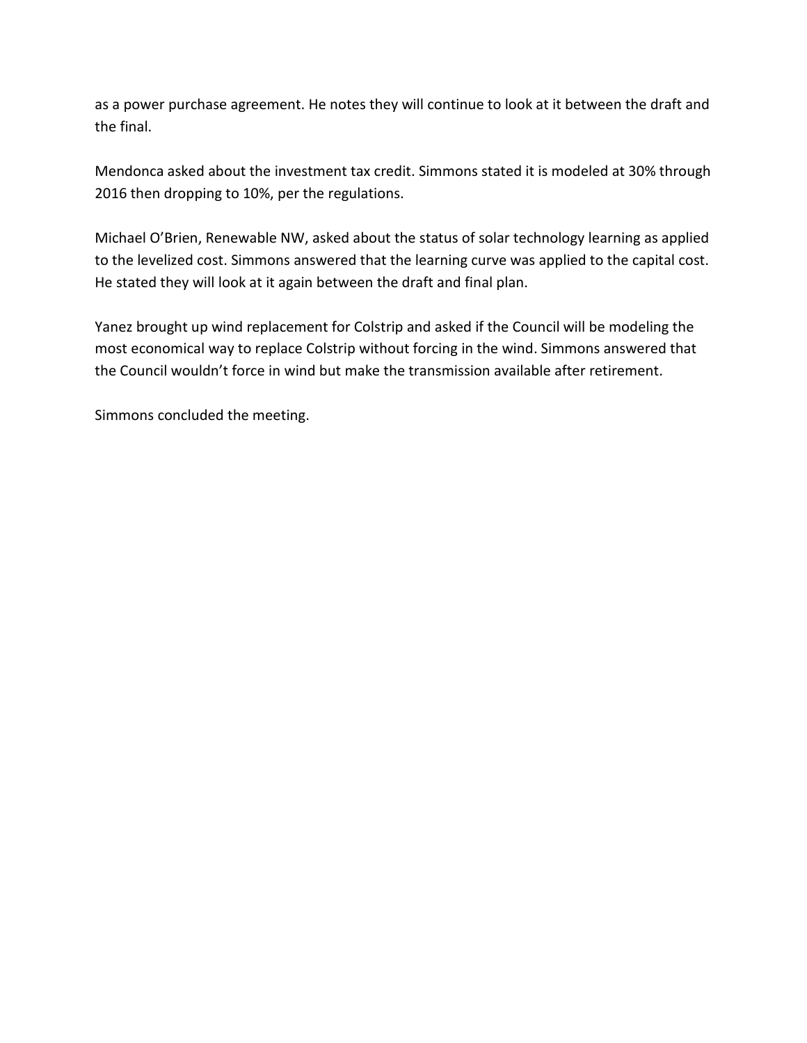as a power purchase agreement. He notes they will continue to look at it between the draft and the final.

Mendonca asked about the investment tax credit. Simmons stated it is modeled at 30% through 2016 then dropping to 10%, per the regulations.

Michael O'Brien, Renewable NW, asked about the status of solar technology learning as applied to the levelized cost. Simmons answered that the learning curve was applied to the capital cost. He stated they will look at it again between the draft and final plan.

Yanez brought up wind replacement for Colstrip and asked if the Council will be modeling the most economical way to replace Colstrip without forcing in the wind. Simmons answered that the Council wouldn't force in wind but make the transmission available after retirement.

Simmons concluded the meeting.